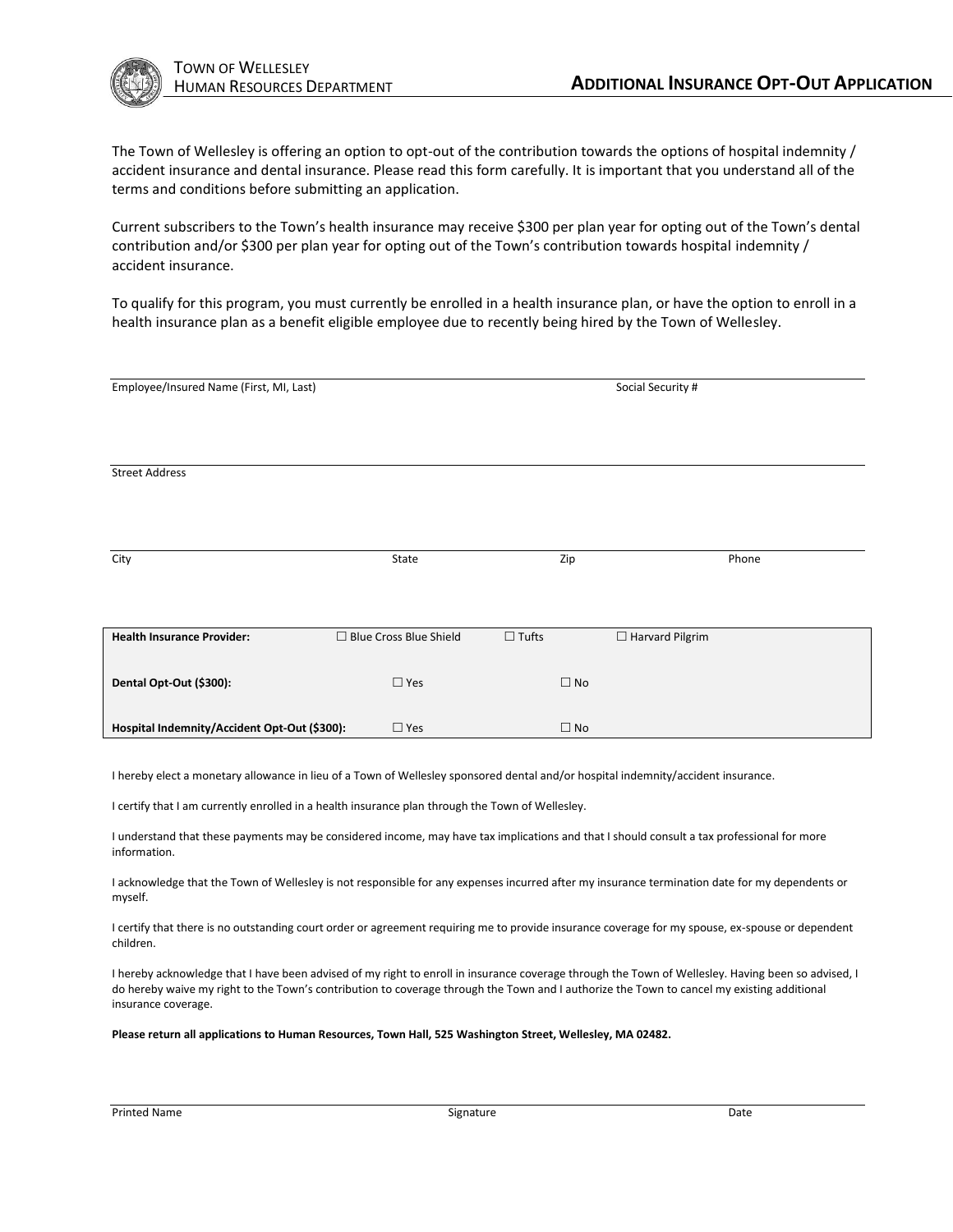TOWN OF WELLESLEY
HUMAN RESOURCES DEPARTMENT

# ADDITIONAL INSURANCE OPT-OUT APPLICATION

The Town of Wellesley is offering an option to opt-out of the contribution towards the options of hospital indemnity / accident insurance and dental insurance. Please read this form carefully. It is important that you understand all of the terms and conditions before submitting an application.

Current subscribers to the Town's health insurance may receive $300 per plan year for opting out of the Town's dental contribution and/or $300 per plan year for opting out of the Town's contribution towards hospital indemnity / accident insurance.

To qualify for this program, you must currently be enrolled in a health insurance plan, or have the option to enroll in a health insurance plan as a benefit eligible employee due to recently being hired by the Town of Wellesley.

Employee/Insured Name (First, MI, Last) \_\_\_\_\_\_\_\_\_\_ Social Security # \_\_\_\_\_\_\_\_\_\_

Street Address \_\_\_\_\_\_\_\_\_\_

City \_\_\_\_\_\_\_\_\_\_ State \_\_\_\_\_\_\_\_\_\_ Zip \_\_\_\_\_\_\_\_\_\_ Phone \_\_\_\_\_\_\_\_\_\_

| | | | |
|---|---|---|---|
| **Health Insurance Provider:** | ☐ Blue Cross Blue Shield | ☐ Tufts | ☐ Harvard Pilgrim |
| **Dental Opt-Out ($300):** | ☐ Yes | ☐ No | |
| **Hospital Indemnity/Accident Opt-Out ($300):** | ☐ Yes | ☐ No | |

I hereby elect a monetary allowance in lieu of a Town of Wellesley sponsored dental and/or hospital indemnity/accident insurance.

I certify that I am currently enrolled in a health insurance plan through the Town of Wellesley.

I understand that these payments may be considered income, may have tax implications and that I should consult a tax professional for more information.

I acknowledge that the Town of Wellesley is not responsible for any expenses incurred after my insurance termination date for my dependents or myself.

I certify that there is no outstanding court order or agreement requiring me to provide insurance coverage for my spouse, ex-spouse or dependent children.

I hereby acknowledge that I have been advised of my right to enroll in insurance coverage through the Town of Wellesley. Having been so advised, I do hereby waive my right to the Town's contribution to coverage through the Town and I authorize the Town to cancel my existing additional insurance coverage.

**Please return all applications to Human Resources, Town Hall, 525 Washington Street, Wellesley, MA 02482.**

Printed Name \_\_\_\_\_\_\_\_\_\_ Signature \_\_\_\_\_\_\_\_\_\_ Date \_\_\_\_\_\_\_\_\_\_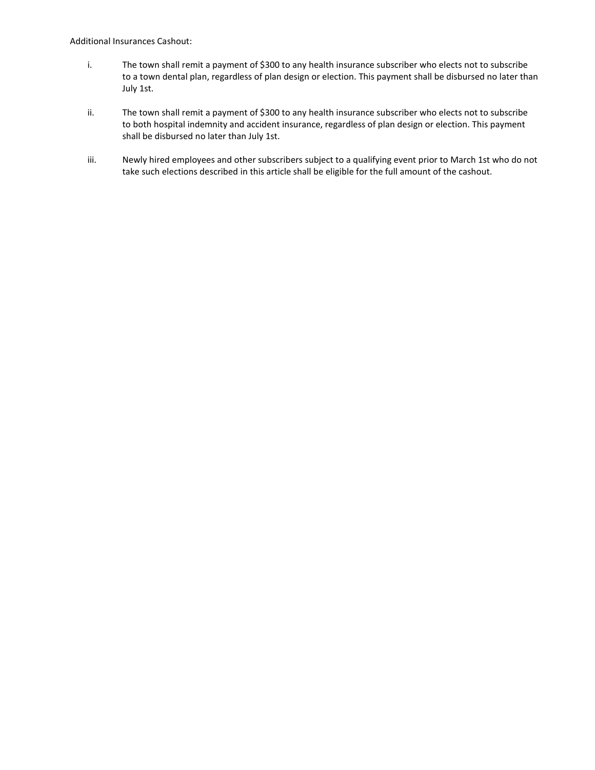Additional Insurances Cashout:

i. The town shall remit a payment of $300 to any health insurance subscriber who elects not to subscribe to a town dental plan, regardless of plan design or election. This payment shall be disbursed no later than July 1st.

ii. The town shall remit a payment of $300 to any health insurance subscriber who elects not to subscribe to both hospital indemnity and accident insurance, regardless of plan design or election. This payment shall be disbursed no later than July 1st.

iii. Newly hired employees and other subscribers subject to a qualifying event prior to March 1st who do not take such elections described in this article shall be eligible for the full amount of the cashout.